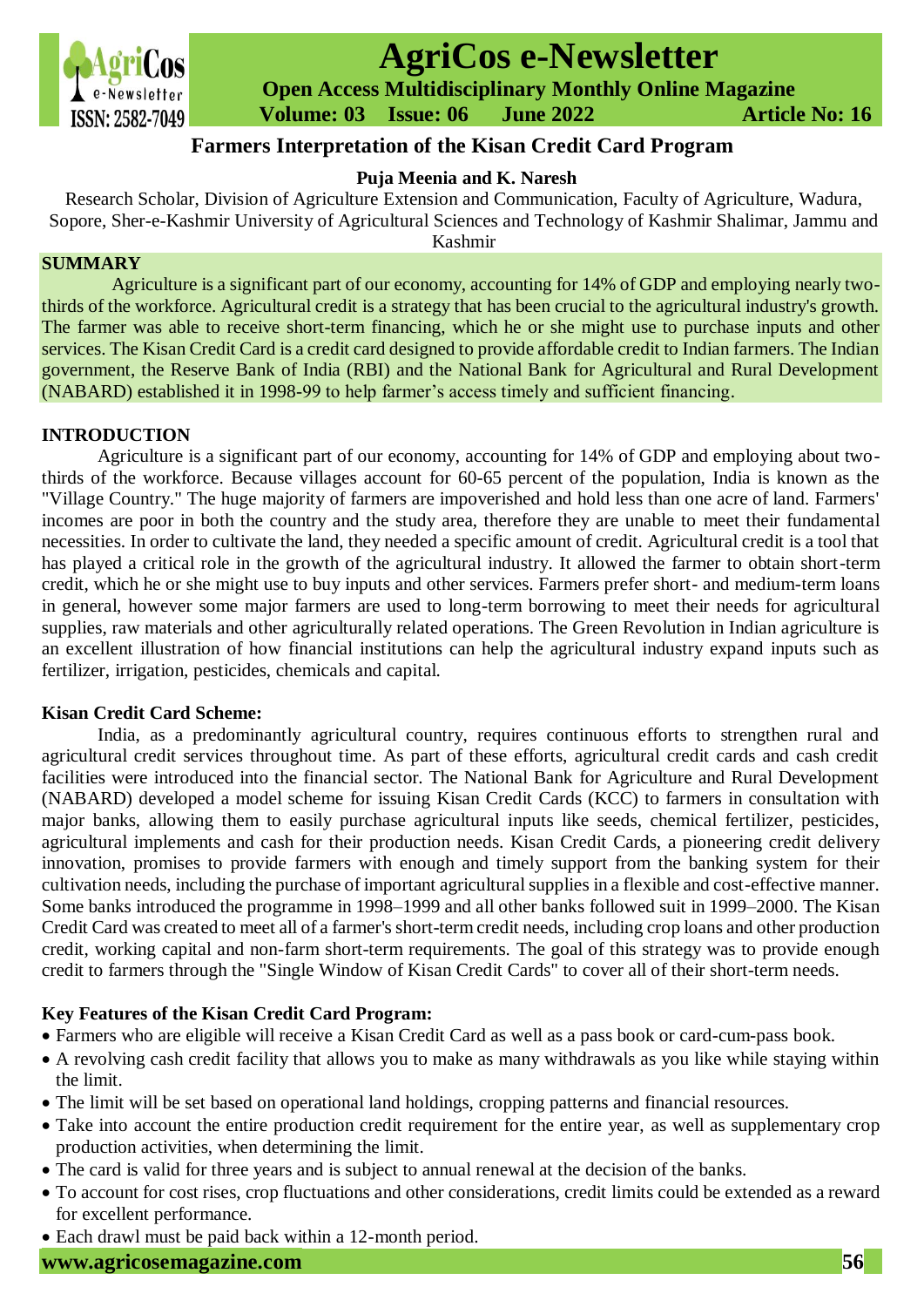# Farmers Interpretation of the Kisan Credit Card Program

**Puja Meenia and K. Naresh**

Research Scholar, Division of Agriculture Extension and Communication, Faculty of Agriculture, Wadura, Sopore, Sher-e-Kashmir University of Agricultural Sciences and Technology of Kashmir Shalimar, Jammu and Kashmir

## SUMMARY

Agriculture is a significant part of our economy, accounting for 14% of GDP and employing nearly two-thirds of the workforce. Agricultural credit is a strategy that has been crucial to the agricultural industry's growth. The farmer was able to receive short-term financing, which he or she might use to purchase inputs and other services. The Kisan Credit Card is a credit card designed to provide affordable credit to Indian farmers. The Indian government, the Reserve Bank of India (RBI) and the National Bank for Agricultural and Rural Development (NABARD) established it in 1998-99 to help farmer's access timely and sufficient financing.

## INTRODUCTION

Agriculture is a significant part of our economy, accounting for 14% of GDP and employing about two-thirds of the workforce. Because villages account for 60-65 percent of the population, India is known as the "Village Country." The huge majority of farmers are impoverished and hold less than one acre of land. Farmers' incomes are poor in both the country and the study area, therefore they are unable to meet their fundamental necessities. In order to cultivate the land, they needed a specific amount of credit. Agricultural credit is a tool that has played a critical role in the growth of the agricultural industry. It allowed the farmer to obtain short-term credit, which he or she might use to buy inputs and other services. Farmers prefer short- and medium-term loans in general, however some major farmers are used to long-term borrowing to meet their needs for agricultural supplies, raw materials and other agriculturally related operations. The Green Revolution in Indian agriculture is an excellent illustration of how financial institutions can help the agricultural industry expand inputs such as fertilizer, irrigation, pesticides, chemicals and capital.

### Kisan Credit Card Scheme:

India, as a predominantly agricultural country, requires continuous efforts to strengthen rural and agricultural credit services throughout time. As part of these efforts, agricultural credit cards and cash credit facilities were introduced into the financial sector. The National Bank for Agriculture and Rural Development (NABARD) developed a model scheme for issuing Kisan Credit Cards (KCC) to farmers in consultation with major banks, allowing them to easily purchase agricultural inputs like seeds, chemical fertilizer, pesticides, agricultural implements and cash for their production needs. Kisan Credit Cards, a pioneering credit delivery innovation, promises to provide farmers with enough and timely support from the banking system for their cultivation needs, including the purchase of important agricultural supplies in a flexible and cost-effective manner. Some banks introduced the programme in 1998–1999 and all other banks followed suit in 1999–2000. The Kisan Credit Card was created to meet all of a farmer's short-term credit needs, including crop loans and other production credit, working capital and non-farm short-term requirements. The goal of this strategy was to provide enough credit to farmers through the "Single Window of Kisan Credit Cards" to cover all of their short-term needs.

### Key Features of the Kisan Credit Card Program:

- Farmers who are eligible will receive a Kisan Credit Card as well as a pass book or card-cum-pass book.
- A revolving cash credit facility that allows you to make as many withdrawals as you like while staying within the limit.
- The limit will be set based on operational land holdings, cropping patterns and financial resources.
- Take into account the entire production credit requirement for the entire year, as well as supplementary crop production activities, when determining the limit.
- The card is valid for three years and is subject to annual renewal at the decision of the banks.
- To account for cost rises, crop fluctuations and other considerations, credit limits could be extended as a reward for excellent performance.
- Each drawl must be paid back within a 12-month period.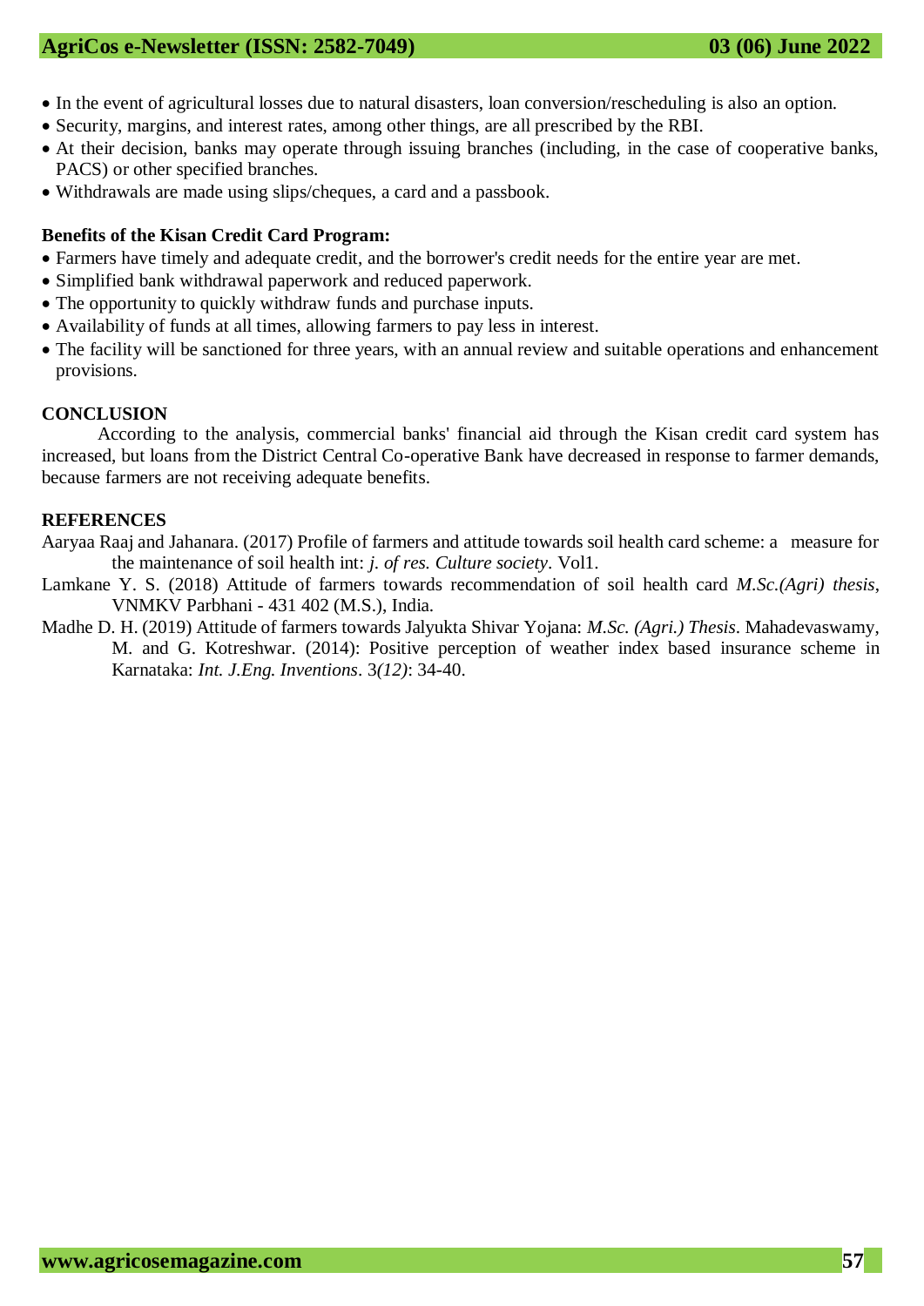- In the event of agricultural losses due to natural disasters, loan conversion/rescheduling is also an option.
- Security, margins, and interest rates, among other things, are all prescribed by the RBI.
- At their decision, banks may operate through issuing branches (including, in the case of cooperative banks, PACS) or other specified branches.
- Withdrawals are made using slips/cheques, a card and a passbook.

**Benefits of the Kisan Credit Card Program:**

- Farmers have timely and adequate credit, and the borrower's credit needs for the entire year are met.
- Simplified bank withdrawal paperwork and reduced paperwork.
- The opportunity to quickly withdraw funds and purchase inputs.
- Availability of funds at all times, allowing farmers to pay less in interest.
- The facility will be sanctioned for three years, with an annual review and suitable operations and enhancement provisions.

## CONCLUSION

According to the analysis, commercial banks' financial aid through the Kisan credit card system has increased, but loans from the District Central Co-operative Bank have decreased in response to farmer demands, because farmers are not receiving adequate benefits.

## REFERENCES

Aaryaa Raaj and Jahanara. (2017) Profile of farmers and attitude towards soil health card scheme: a measure for the maintenance of soil health int: *j. of res. Culture society*. Vol1.

Lamkane Y. S. (2018) Attitude of farmers towards recommendation of soil health card *M.Sc.(Agri) thesis*, VNMKV Parbhani - 431 402 (M.S.), India.

Madhe D. H. (2019) Attitude of farmers towards Jalyukta Shivar Yojana: *M.Sc. (Agri.) Thesis*. Mahadevaswamy, M. and G. Kotreshwar. (2014): Positive perception of weather index based insurance scheme in Karnataka: *Int. J.Eng. Inventions*. 3*(12)*: 34-40.